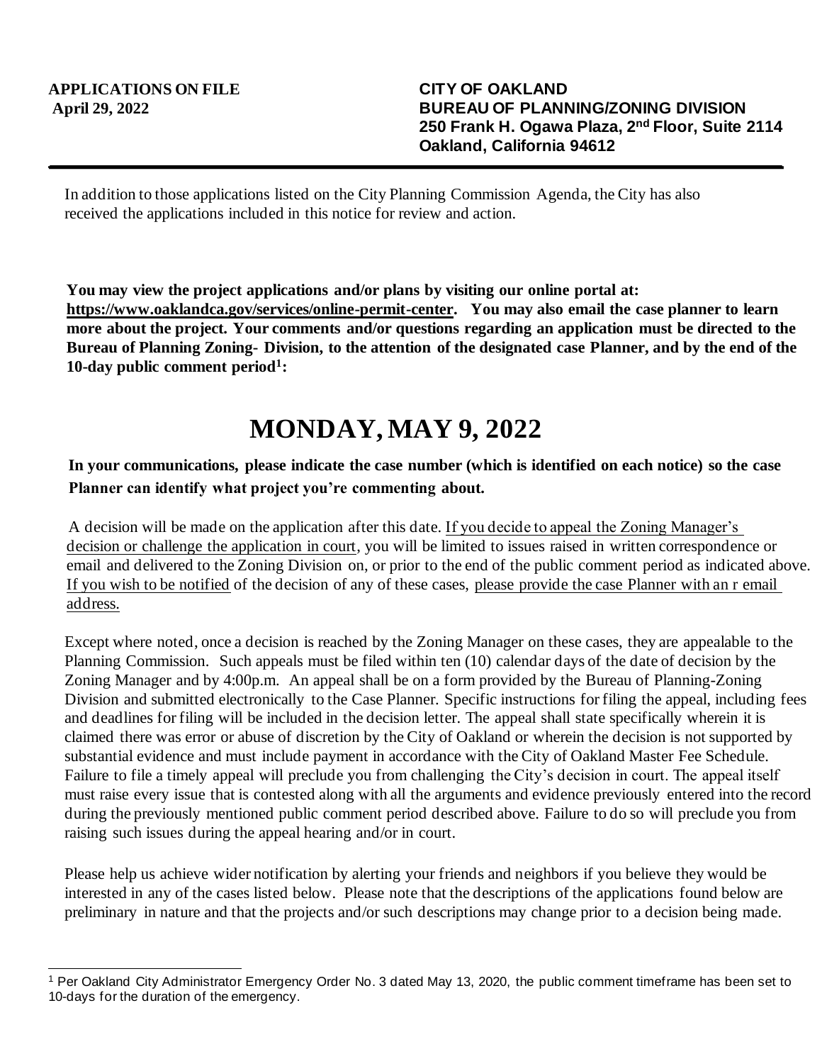**APPLICATIONS ON FILE**
**April 29, 2022**

**CITY OF OAKLAND**
**BUREAU OF PLANNING/ZONING DIVISION**
**250 Frank H. Ogawa Plaza, 2nd Floor, Suite 2114**
**Oakland, California 94612**

---

In addition to those applications listed on the City Planning Commission Agenda, the City has also received the applications included in this notice for review and action.

**You may view the project applications and/or plans by visiting our online portal at: https://www.oaklandca.gov/services/online-permit-center. You may also email the case planner to learn more about the project. Your comments and/or questions regarding an application must be directed to the Bureau of Planning Zoning- Division, to the attention of the designated case Planner, and by the end of the 10-day public comment period[1]:**

# MONDAY, MAY 9, 2022

**In your communications, please indicate the case number (which is identified on each notice) so the case Planner can identify what project you're commenting about.**

A decision will be made on the application after this date. If you decide to appeal the Zoning Manager's decision or challenge the application in court, you will be limited to issues raised in written correspondence or email and delivered to the Zoning Division on, or prior to the end of the public comment period as indicated above. If you wish to be notified of the decision of any of these cases, please provide the case Planner with an r email address.

Except where noted, once a decision is reached by the Zoning Manager on these cases, they are appealable to the Planning Commission. Such appeals must be filed within ten (10) calendar days of the date of decision by the Zoning Manager and by 4:00p.m. An appeal shall be on a form provided by the Bureau of Planning-Zoning Division and submitted electronically to the Case Planner. Specific instructions for filing the appeal, including fees and deadlines for filing will be included in the decision letter. The appeal shall state specifically wherein it is claimed there was error or abuse of discretion by the City of Oakland or wherein the decision is not supported by substantial evidence and must include payment in accordance with the City of Oakland Master Fee Schedule. Failure to file a timely appeal will preclude you from challenging the City's decision in court. The appeal itself must raise every issue that is contested along with all the arguments and evidence previously entered into the record during the previously mentioned public comment period described above. Failure to do so will preclude you from raising such issues during the appeal hearing and/or in court.

Please help us achieve wider notification by alerting your friends and neighbors if you believe they would be interested in any of the cases listed below. Please note that the descriptions of the applications found below are preliminary in nature and that the projects and/or such descriptions may change prior to a decision being made.

---

[1] Per Oakland City Administrator Emergency Order No. 3 dated May 13, 2020, the public comment timeframe has been set to 10-days for the duration of the emergency.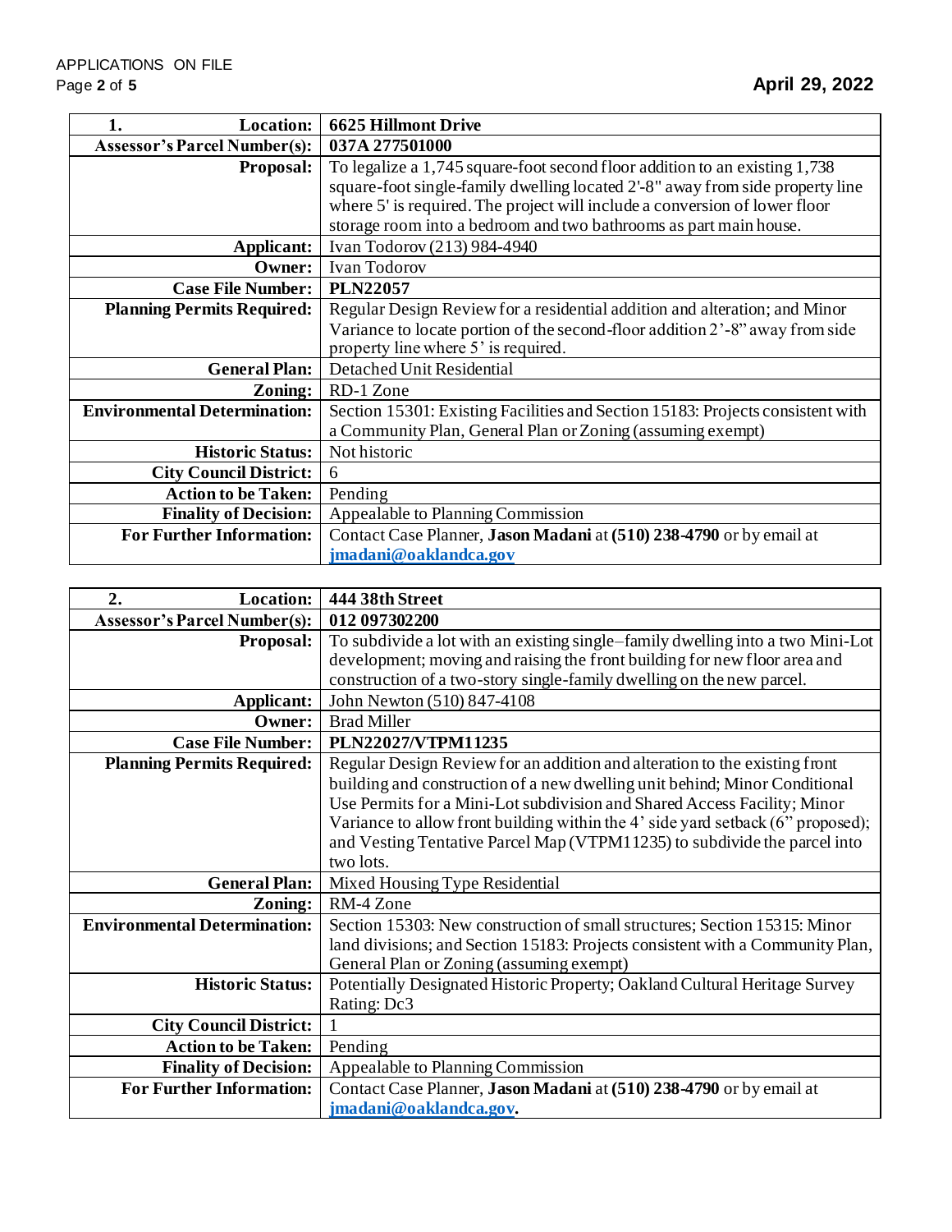| 1. Location: | 6625 Hillmont Drive |
|---|---|
| Assessor's Parcel Number(s): | 037A 277501000 |
| Proposal: | To legalize a 1,745 square-foot second floor addition to an existing 1,738 square-foot single-family dwelling located 2'-8" away from side property line where 5' is required. The project will include a conversion of lower floor storage room into a bedroom and two bathrooms as part main house. |
| Applicant: | Ivan Todorov (213) 984-4940 |
| Owner: | Ivan Todorov |
| Case File Number: | PLN22057 |
| Planning Permits Required: | Regular Design Review for a residential addition and alteration; and Minor Variance to locate portion of the second-floor addition 2'-8" away from side property line where 5' is required. |
| General Plan: | Detached Unit Residential |
| Zoning: | RD-1 Zone |
| Environmental Determination: | Section 15301: Existing Facilities and Section 15183: Projects consistent with a Community Plan, General Plan or Zoning (assuming exempt) |
| Historic Status: | Not historic |
| City Council District: | 6 |
| Action to be Taken: | Pending |
| Finality of Decision: | Appealable to Planning Commission |
| For Further Information: | Contact Case Planner, **Jason Madani** at **(510) 238-4790** or by email at **jmadani@oaklandca.gov** |

| 2. Location: | 444 38th Street |
|---|---|
| Assessor's Parcel Number(s): | 012 097302200 |
| Proposal: | To subdivide a lot with an existing single–family dwelling into a two Mini-Lot development; moving and raising the front building for new floor area and construction of a two-story single-family dwelling on the new parcel. |
| Applicant: | John Newton (510) 847-4108 |
| Owner: | Brad Miller |
| Case File Number: | PLN22027/VTPM11235 |
| Planning Permits Required: | Regular Design Review for an addition and alteration to the existing front building and construction of a new dwelling unit behind; Minor Conditional Use Permits for a Mini-Lot subdivision and Shared Access Facility; Minor Variance to allow front building within the 4' side yard setback (6" proposed); and Vesting Tentative Parcel Map (VTPM11235) to subdivide the parcel into two lots. |
| General Plan: | Mixed Housing Type Residential |
| Zoning: | RM-4 Zone |
| Environmental Determination: | Section 15303: New construction of small structures; Section 15315: Minor land divisions; and Section 15183: Projects consistent with a Community Plan, General Plan or Zoning (assuming exempt) |
| Historic Status: | Potentially Designated Historic Property; Oakland Cultural Heritage Survey Rating: Dc3 |
| City Council District: | 1 |
| Action to be Taken: | Pending |
| Finality of Decision: | Appealable to Planning Commission |
| For Further Information: | Contact Case Planner, **Jason Madani** at **(510) 238-4790** or by email at **jmadani@oaklandca.gov**. |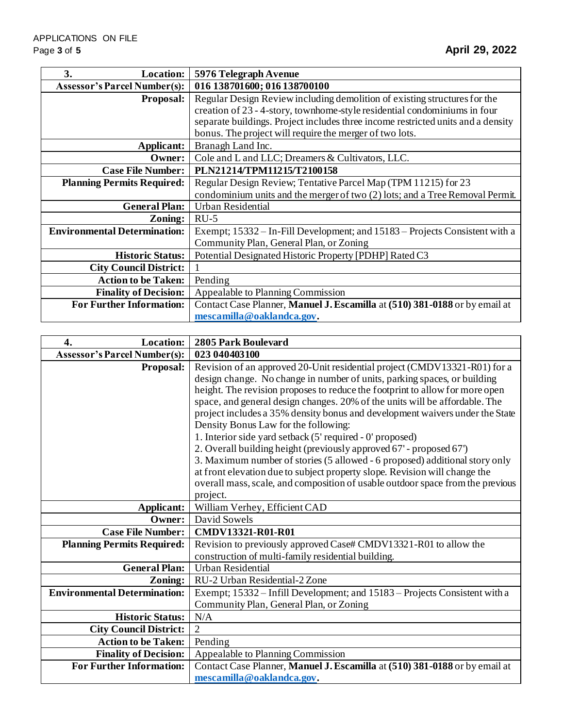| 3. Location: | 5976 Telegraph Avenue |
|---|---|
| Assessor's Parcel Number(s): | 016 138701600; 016 138700100 |
| Proposal: | Regular Design Review including demolition of existing structures for the creation of 23 - 4-story, townhome-style residential condominiums in four separate buildings. Project includes three income restricted units and a density bonus. The project will require the merger of two lots. |
| Applicant: | Branagh Land Inc. |
| Owner: | Cole and L and LLC; Dreamers & Cultivators, LLC. |
| Case File Number: | PLN21214/TPM11215/T2100158 |
| Planning Permits Required: | Regular Design Review; Tentative Parcel Map (TPM 11215) for 23 condominium units and the merger of two (2) lots; and a Tree Removal Permit. |
| General Plan: | Urban Residential |
| Zoning: | RU-5 |
| Environmental Determination: | Exempt; 15332 – In-Fill Development; and 15183 – Projects Consistent with a Community Plan, General Plan, or Zoning |
| Historic Status: | Potential Designated Historic Property [PDHP] Rated C3 |
| City Council District: | 1 |
| Action to be Taken: | Pending |
| Finality of Decision: | Appealable to Planning Commission |
| For Further Information: | Contact Case Planner, **Manuel J. Escamilla** at **(510) 381-0188** or by email at **mescamilla@oaklandca.gov.** |

| 4. Location: | 2805 Park Boulevard |
|---|---|
| Assessor's Parcel Number(s): | 023 040403100 |
| Proposal: | Revision of an approved 20-Unit residential project (CMDV13321-R01) for a design change. No change in number of units, parking spaces, or building height. The revision proposes to reduce the footprint to allow for more open space, and general design changes. 20% of the units will be affordable. The project includes a 35% density bonus and development waivers under the State Density Bonus Law for the following:<br>1. Interior side yard setback (5' required - 0' proposed)<br>2. Overall building height (previously approved 67' - proposed 67')<br>3. Maximum number of stories (5 allowed - 6 proposed) additional story only at front elevation due to subject property slope. Revision will change the overall mass, scale, and composition of usable outdoor space from the previous project. |
| Applicant: | William Verhey, Efficient CAD |
| Owner: | David Sowels |
| Case File Number: | CMDV13321-R01-R01 |
| Planning Permits Required: | Revision to previously approved Case# CMDV13321-R01 to allow the construction of multi-family residential building. |
| General Plan: | Urban Residential |
| Zoning: | RU-2 Urban Residential-2 Zone |
| Environmental Determination: | Exempt; 15332 – Infill Development; and 15183 – Projects Consistent with a Community Plan, General Plan, or Zoning |
| Historic Status: | N/A |
| City Council District: | 2 |
| Action to be Taken: | Pending |
| Finality of Decision: | Appealable to Planning Commission |
| For Further Information: | Contact Case Planner, **Manuel J. Escamilla** at **(510) 381-0188** or by email at **mescamilla@oaklandca.gov.** |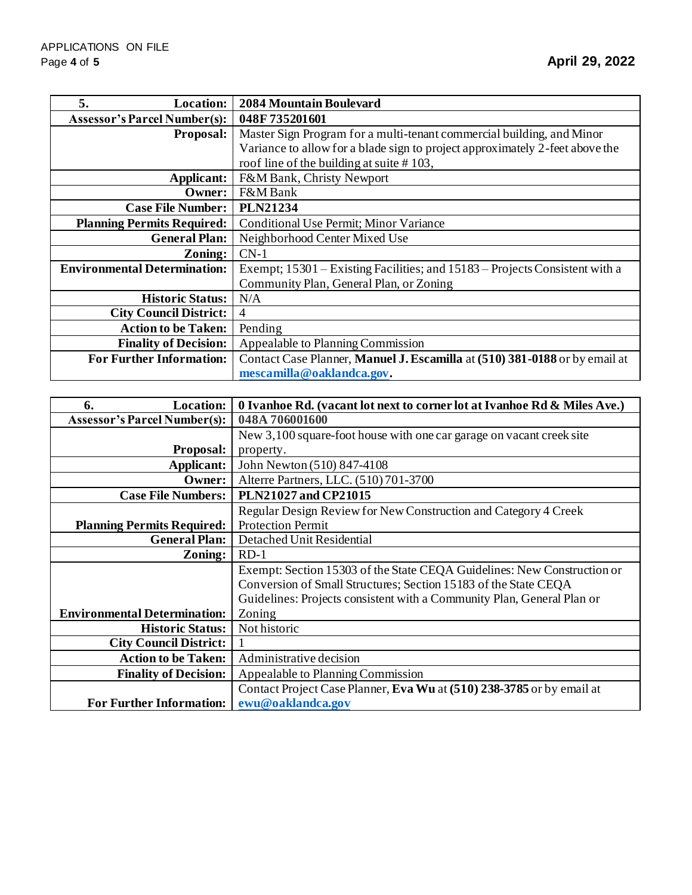| 5. Location: | **2084 Mountain Boulevard** |
|---|---|
| **Assessor's Parcel Number(s):** | **048F 735201601** |
| **Proposal:** | Master Sign Program for a multi-tenant commercial building, and Minor Variance to allow for a blade sign to project approximately 2-feet above the roof line of the building at suite # 103, |
| **Applicant:** | F&M Bank, Christy Newport |
| **Owner:** | F&M Bank |
| **Case File Number:** | **PLN21234** |
| **Planning Permits Required:** | Conditional Use Permit; Minor Variance |
| **General Plan:** | Neighborhood Center Mixed Use |
| **Zoning:** | CN-1 |
| **Environmental Determination:** | Exempt; 15301 – Existing Facilities; and 15183 – Projects Consistent with a Community Plan, General Plan, or Zoning |
| **Historic Status:** | N/A |
| **City Council District:** | 4 |
| **Action to be Taken:** | Pending |
| **Finality of Decision:** | Appealable to Planning Commission |
| **For Further Information:** | Contact Case Planner, **Manuel J. Escamilla** at **(510) 381-0188** or by email at **mescamilla@oaklandca.gov**. |

| 6. Location: | **0 Ivanhoe Rd. (vacant lot next to corner lot at Ivanhoe Rd & Miles Ave.)** |
|---|---|
| **Assessor's Parcel Number(s):** | **048A 706001600** |
| **Proposal:** | New 3,100 square-foot house with one car garage on vacant creek site property. |
| **Applicant:** | John Newton (510) 847-4108 |
| **Owner:** | Alterre Partners, LLC. (510) 701-3700 |
| **Case File Numbers:** | **PLN21027 and CP21015** |
| **Planning Permits Required:** | Regular Design Review for New Construction and Category 4 Creek Protection Permit |
| **General Plan:** | Detached Unit Residential |
| **Zoning:** | RD-1 |
| **Environmental Determination:** | Exempt: Section 15303 of the State CEQA Guidelines: New Construction or Conversion of Small Structures; Section 15183 of the State CEQA Guidelines: Projects consistent with a Community Plan, General Plan or Zoning |
| **Historic Status:** | Not historic |
| **City Council District:** | 1 |
| **Action to be Taken:** | Administrative decision |
| **Finality of Decision:** | Appealable to Planning Commission |
| **For Further Information:** | Contact Project Case Planner, **Eva Wu** at **(510) 238-3785** or by email at **ewu@oaklandca.gov** |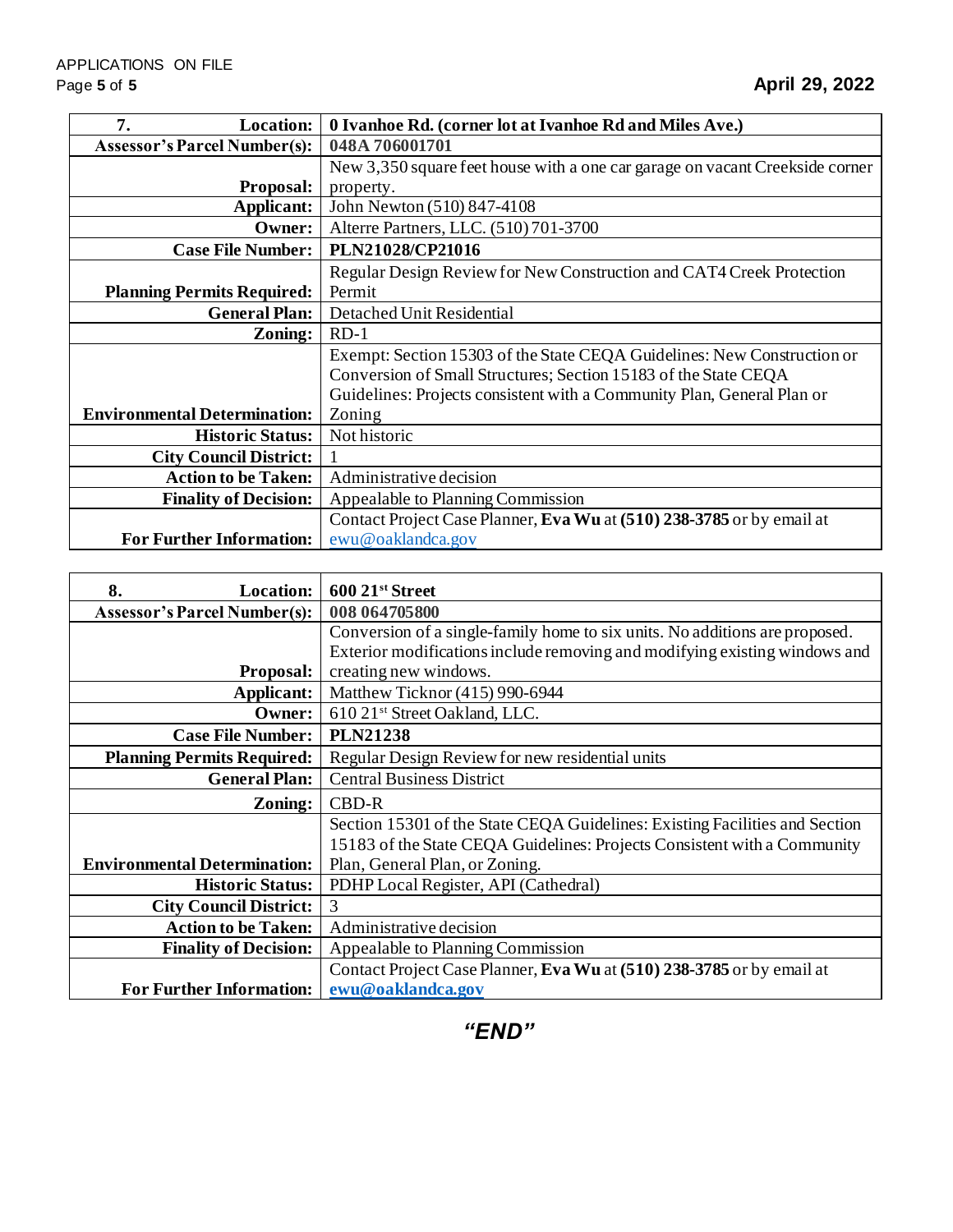| | |
|---|---|
| **7. Location:** | **0 Ivanhoe Rd. (corner lot at Ivanhoe Rd and Miles Ave.)** |
| **Assessor's Parcel Number(s):** | **048A 706001701** |
| **Proposal:** | New 3,350 square feet house with a one car garage on vacant Creekside corner property. |
| **Applicant:** | John Newton (510) 847-4108 |
| **Owner:** | Alterre Partners, LLC. (510) 701-3700 |
| **Case File Number:** | **PLN21028/CP21016** |
| **Planning Permits Required:** | Regular Design Review for New Construction and CAT4 Creek Protection Permit |
| **General Plan:** | Detached Unit Residential |
| **Zoning:** | RD-1 |
| **Environmental Determination:** | Exempt: Section 15303 of the State CEQA Guidelines: New Construction or Conversion of Small Structures; Section 15183 of the State CEQA Guidelines: Projects consistent with a Community Plan, General Plan or Zoning |
| **Historic Status:** | Not historic |
| **City Council District:** | 1 |
| **Action to be Taken:** | Administrative decision |
| **Finality of Decision:** | Appealable to Planning Commission |
| **For Further Information:** | Contact Project Case Planner, **Eva Wu** at **(510) 238-3785** or by email at ewu@oaklandca.gov |

| | |
|---|---|
| **8. Location:** | **600 21st Street** |
| **Assessor's Parcel Number(s):** | **008 064705800** |
| **Proposal:** | Conversion of a single-family home to six units. No additions are proposed. Exterior modifications include removing and modifying existing windows and creating new windows. |
| **Applicant:** | Matthew Ticknor (415) 990-6944 |
| **Owner:** | 610 21st Street Oakland, LLC. |
| **Case File Number:** | **PLN21238** |
| **Planning Permits Required:** | Regular Design Review for new residential units |
| **General Plan:** | Central Business District |
| **Zoning:** | CBD-R |
| **Environmental Determination:** | Section 15301 of the State CEQA Guidelines: Existing Facilities and Section 15183 of the State CEQA Guidelines: Projects Consistent with a Community Plan, General Plan, or Zoning. |
| **Historic Status:** | PDHP Local Register, API (Cathedral) |
| **City Council District:** | 3 |
| **Action to be Taken:** | Administrative decision |
| **Finality of Decision:** | Appealable to Planning Commission |
| **For Further Information:** | Contact Project Case Planner, **Eva Wu** at **(510) 238-3785** or by email at **ewu@oaklandca.gov** |

***"END"***